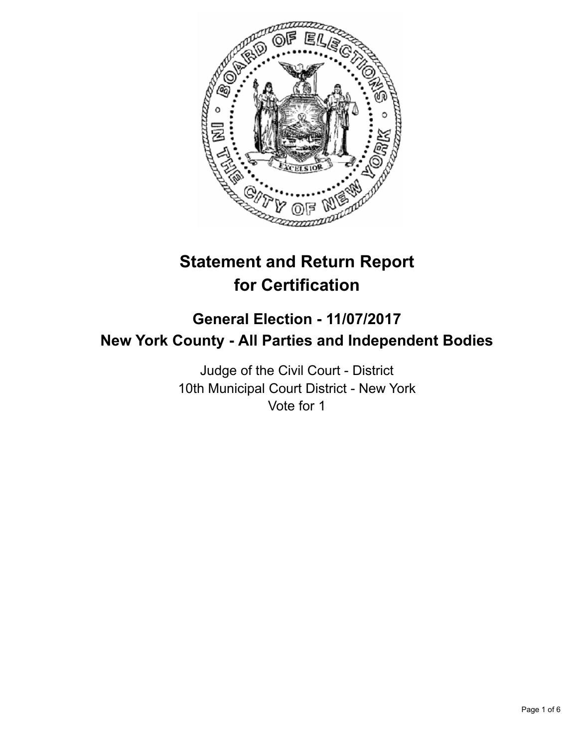# Statement and Return Report for Certification

## General Election - 11/07/2017
## New York County - All Parties and Independent Bodies

Judge of the Civil Court - District
10th Municipal Court District - New York
Vote for 1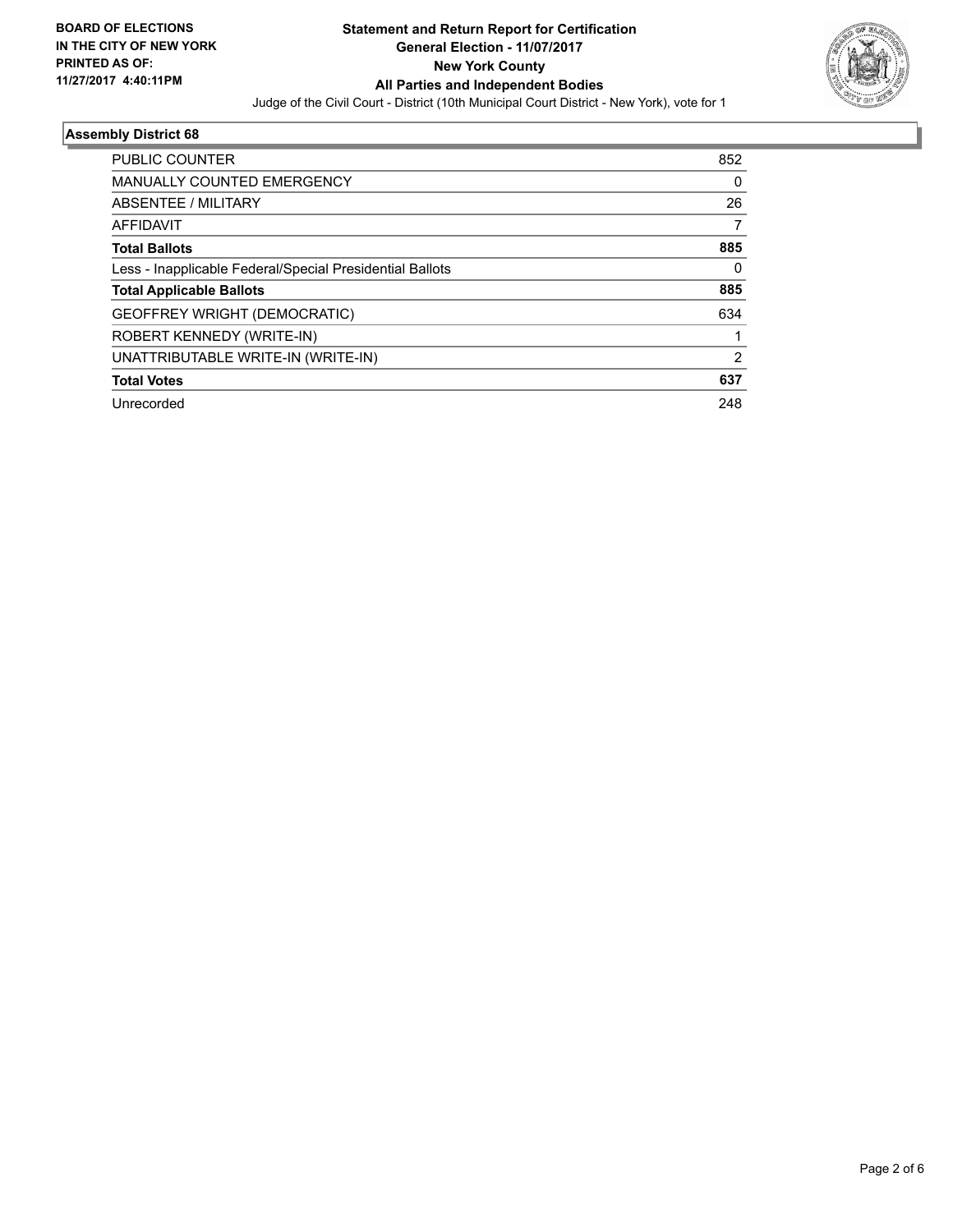**BOARD OF ELECTIONS IN THE CITY OF NEW YORK PRINTED AS OF: 11/27/2017 4:40:11PM**

# Statement and Return Report for Certification
## General Election - 11/07/2017
## New York County
## All Parties and Independent Bodies

Judge of the Civil Court - District (10th Municipal Court District - New York), vote for 1

### Assembly District 68

| | |
|---|---|
| PUBLIC COUNTER | 852 |
| MANUALLY COUNTED EMERGENCY | 0 |
| ABSENTEE / MILITARY | 26 |
| AFFIDAVIT | 7 |
| **Total Ballots** | **885** |
| Less - Inapplicable Federal/Special Presidential Ballots | 0 |
| **Total Applicable Ballots** | **885** |
| GEOFFREY WRIGHT (DEMOCRATIC) | 634 |
| ROBERT KENNEDY (WRITE-IN) | 1 |
| UNATTRIBUTABLE WRITE-IN (WRITE-IN) | 2 |
| **Total Votes** | **637** |
| Unrecorded | 248 |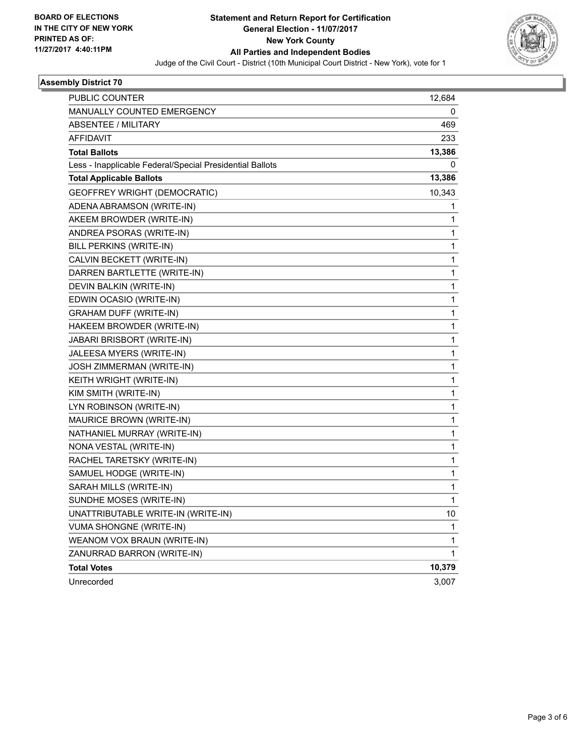BOARD OF ELECTIONS
IN THE CITY OF NEW YORK
PRINTED AS OF:
11/27/2017 4:40:11PM

**Statement and Return Report for Certification**
**General Election - 11/07/2017**
**New York County**
**All Parties and Independent Bodies**
Judge of the Civil Court - District (10th Municipal Court District - New York), vote for 1

## Assembly District 70

| | |
|---|---|
| PUBLIC COUNTER | 12,684 |
| MANUALLY COUNTED EMERGENCY | 0 |
| ABSENTEE / MILITARY | 469 |
| AFFIDAVIT | 233 |
| **Total Ballots** | **13,386** |
| Less - Inapplicable Federal/Special Presidential Ballots | 0 |
| **Total Applicable Ballots** | **13,386** |
| GEOFFREY WRIGHT (DEMOCRATIC) | 10,343 |
| ADENA ABRAMSON (WRITE-IN) | 1 |
| AKEEM BROWDER (WRITE-IN) | 1 |
| ANDREA PSORAS (WRITE-IN) | 1 |
| BILL PERKINS (WRITE-IN) | 1 |
| CALVIN BECKETT (WRITE-IN) | 1 |
| DARREN BARTLETTE (WRITE-IN) | 1 |
| DEVIN BALKIN (WRITE-IN) | 1 |
| EDWIN OCASIO (WRITE-IN) | 1 |
| GRAHAM DUFF (WRITE-IN) | 1 |
| HAKEEM BROWDER (WRITE-IN) | 1 |
| JABARI BRISBORT (WRITE-IN) | 1 |
| JALEESA MYERS (WRITE-IN) | 1 |
| JOSH ZIMMERMAN (WRITE-IN) | 1 |
| KEITH WRIGHT (WRITE-IN) | 1 |
| KIM SMITH (WRITE-IN) | 1 |
| LYN ROBINSON (WRITE-IN) | 1 |
| MAURICE BROWN (WRITE-IN) | 1 |
| NATHANIEL MURRAY (WRITE-IN) | 1 |
| NONA VESTAL (WRITE-IN) | 1 |
| RACHEL TARETSKY (WRITE-IN) | 1 |
| SAMUEL HODGE (WRITE-IN) | 1 |
| SARAH MILLS (WRITE-IN) | 1 |
| SUNDHE MOSES (WRITE-IN) | 1 |
| UNATTRIBUTABLE WRITE-IN (WRITE-IN) | 10 |
| VUMA SHONGNE (WRITE-IN) | 1 |
| WEANOM VOX BRAUN (WRITE-IN) | 1 |
| ZANURRAD BARRON (WRITE-IN) | 1 |
| **Total Votes** | **10,379** |
| Unrecorded | 3,007 |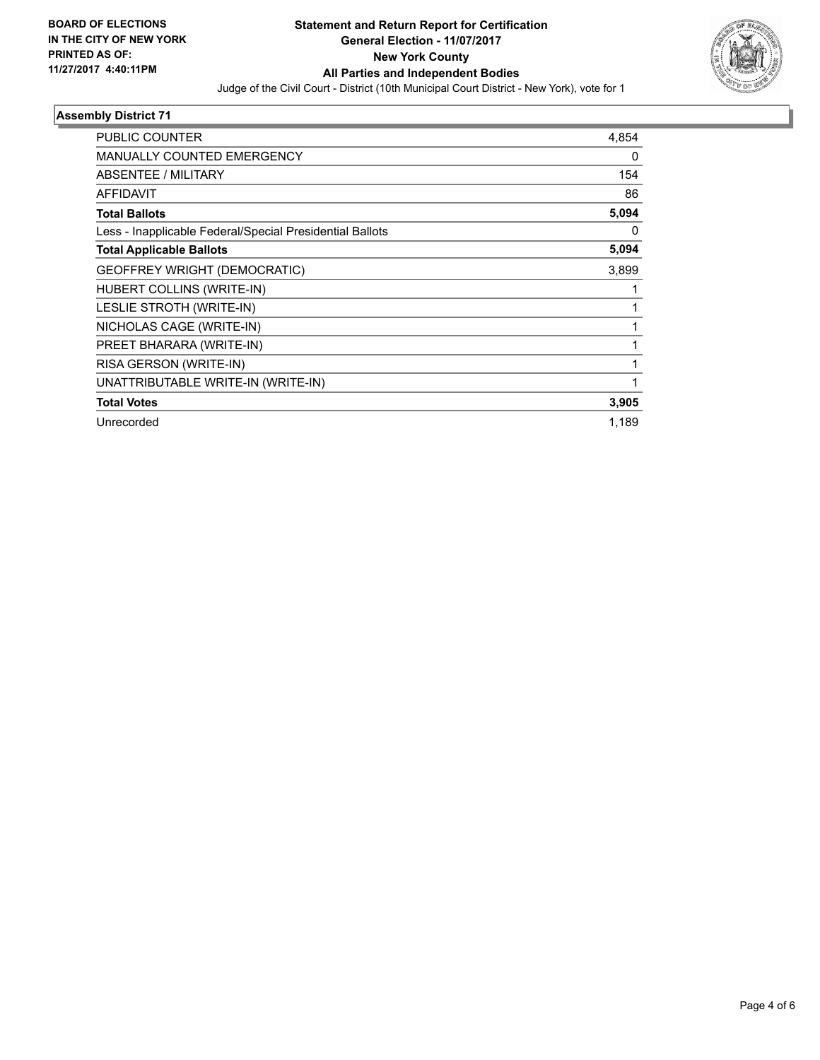**BOARD OF ELECTIONS IN THE CITY OF NEW YORK PRINTED AS OF: 11/27/2017 4:40:11PM**

# Statement and Return Report for Certification
## General Election - 11/07/2017
## New York County
## All Parties and Independent Bodies

Judge of the Civil Court - District (10th Municipal Court District - New York), vote for 1

### Assembly District 71

| | |
|---|---|
| PUBLIC COUNTER | 4,854 |
| MANUALLY COUNTED EMERGENCY | 0 |
| ABSENTEE / MILITARY | 154 |
| AFFIDAVIT | 86 |
| **Total Ballots** | **5,094** |
| Less - Inapplicable Federal/Special Presidential Ballots | 0 |
| **Total Applicable Ballots** | **5,094** |
| GEOFFREY WRIGHT (DEMOCRATIC) | 3,899 |
| HUBERT COLLINS (WRITE-IN) | 1 |
| LESLIE STROTH (WRITE-IN) | 1 |
| NICHOLAS CAGE (WRITE-IN) | 1 |
| PREET BHARARA (WRITE-IN) | 1 |
| RISA GERSON (WRITE-IN) | 1 |
| UNATTRIBUTABLE WRITE-IN (WRITE-IN) | 1 |
| **Total Votes** | **3,905** |
| Unrecorded | 1,189 |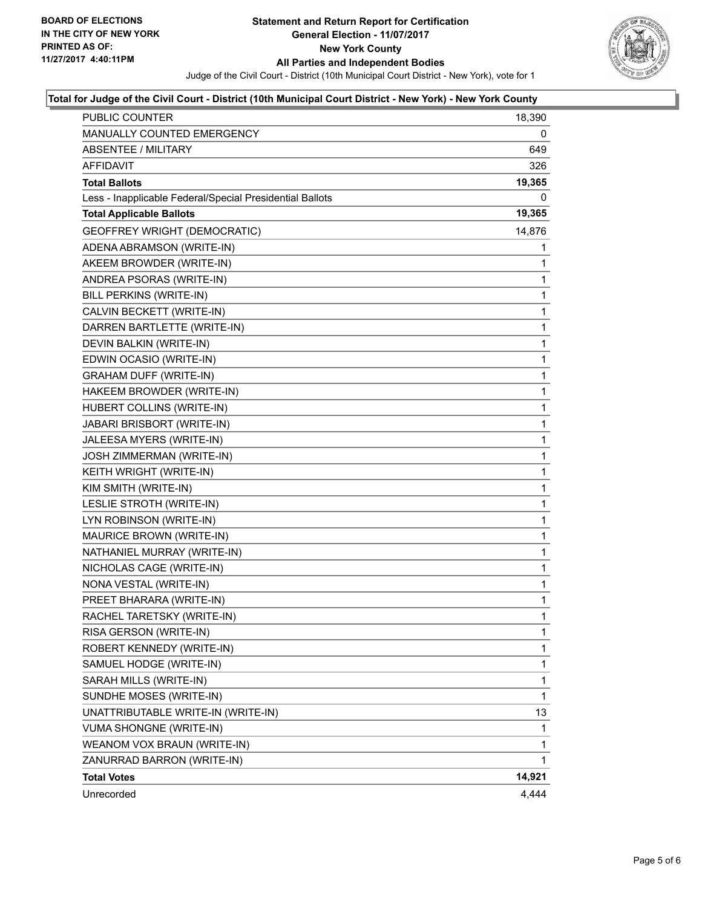**BOARD OF ELECTIONS**
**IN THE CITY OF NEW YORK**
**PRINTED AS OF:**
**11/27/2017 4:40:11PM**

**Statement and Return Report for Certification**
**General Election - 11/07/2017**
**New York County**
**All Parties and Independent Bodies**
Judge of the Civil Court - District (10th Municipal Court District - New York), vote for 1

**Total for Judge of the Civil Court - District (10th Municipal Court District - New York) - New York County**

| | |
|---|---|
| PUBLIC COUNTER | 18,390 |
| MANUALLY COUNTED EMERGENCY | 0 |
| ABSENTEE / MILITARY | 649 |
| AFFIDAVIT | 326 |
| **Total Ballots** | **19,365** |
| Less - Inapplicable Federal/Special Presidential Ballots | 0 |
| **Total Applicable Ballots** | **19,365** |
| GEOFFREY WRIGHT (DEMOCRATIC) | 14,876 |
| ADENA ABRAMSON (WRITE-IN) | 1 |
| AKEEM BROWDER (WRITE-IN) | 1 |
| ANDREA PSORAS (WRITE-IN) | 1 |
| BILL PERKINS (WRITE-IN) | 1 |
| CALVIN BECKETT (WRITE-IN) | 1 |
| DARREN BARTLETTE (WRITE-IN) | 1 |
| DEVIN BALKIN (WRITE-IN) | 1 |
| EDWIN OCASIO (WRITE-IN) | 1 |
| GRAHAM DUFF (WRITE-IN) | 1 |
| HAKEEM BROWDER (WRITE-IN) | 1 |
| HUBERT COLLINS (WRITE-IN) | 1 |
| JABARI BRISBORT (WRITE-IN) | 1 |
| JALEESA MYERS (WRITE-IN) | 1 |
| JOSH ZIMMERMAN (WRITE-IN) | 1 |
| KEITH WRIGHT (WRITE-IN) | 1 |
| KIM SMITH (WRITE-IN) | 1 |
| LESLIE STROTH (WRITE-IN) | 1 |
| LYN ROBINSON (WRITE-IN) | 1 |
| MAURICE BROWN (WRITE-IN) | 1 |
| NATHANIEL MURRAY (WRITE-IN) | 1 |
| NICHOLAS CAGE (WRITE-IN) | 1 |
| NONA VESTAL (WRITE-IN) | 1 |
| PREET BHARARA (WRITE-IN) | 1 |
| RACHEL TARETSKY (WRITE-IN) | 1 |
| RISA GERSON (WRITE-IN) | 1 |
| ROBERT KENNEDY (WRITE-IN) | 1 |
| SAMUEL HODGE (WRITE-IN) | 1 |
| SARAH MILLS (WRITE-IN) | 1 |
| SUNDHE MOSES (WRITE-IN) | 1 |
| UNATTRIBUTABLE WRITE-IN (WRITE-IN) | 13 |
| VUMA SHONGNE (WRITE-IN) | 1 |
| WEANOM VOX BRAUN (WRITE-IN) | 1 |
| ZANURRAD BARRON (WRITE-IN) | 1 |
| **Total Votes** | **14,921** |
| Unrecorded | 4,444 |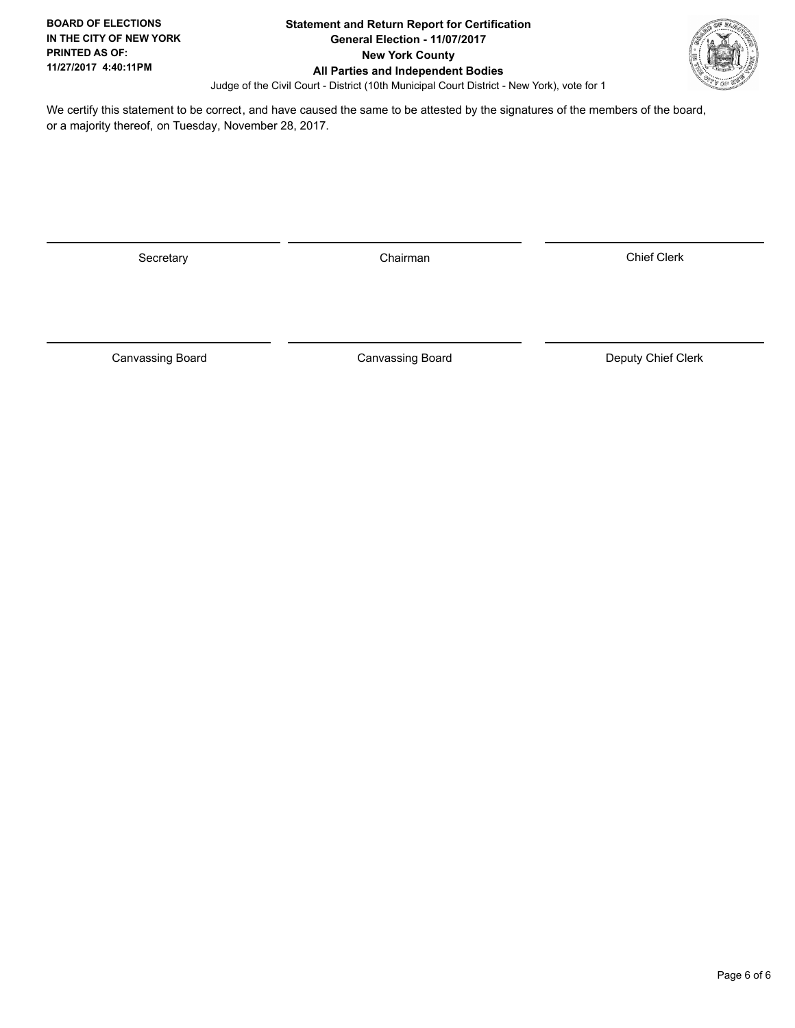**BOARD OF ELECTIONS IN THE CITY OF NEW YORK PRINTED AS OF: 11/27/2017 4:40:11PM**

**Statement and Return Report for Certification**
**General Election - 11/07/2017**
**New York County**
**All Parties and Independent Bodies**

Judge of the Civil Court - District (10th Municipal Court District - New York), vote for 1

We certify this statement to be correct, and have caused the same to be attested by the signatures of the members of the board, or a majority thereof, on Tuesday, November 28, 2017.

| | | |
|---|---|---|
| Secretary | Chairman | Chief Clerk |
| Canvassing Board | Canvassing Board | Deputy Chief Clerk |